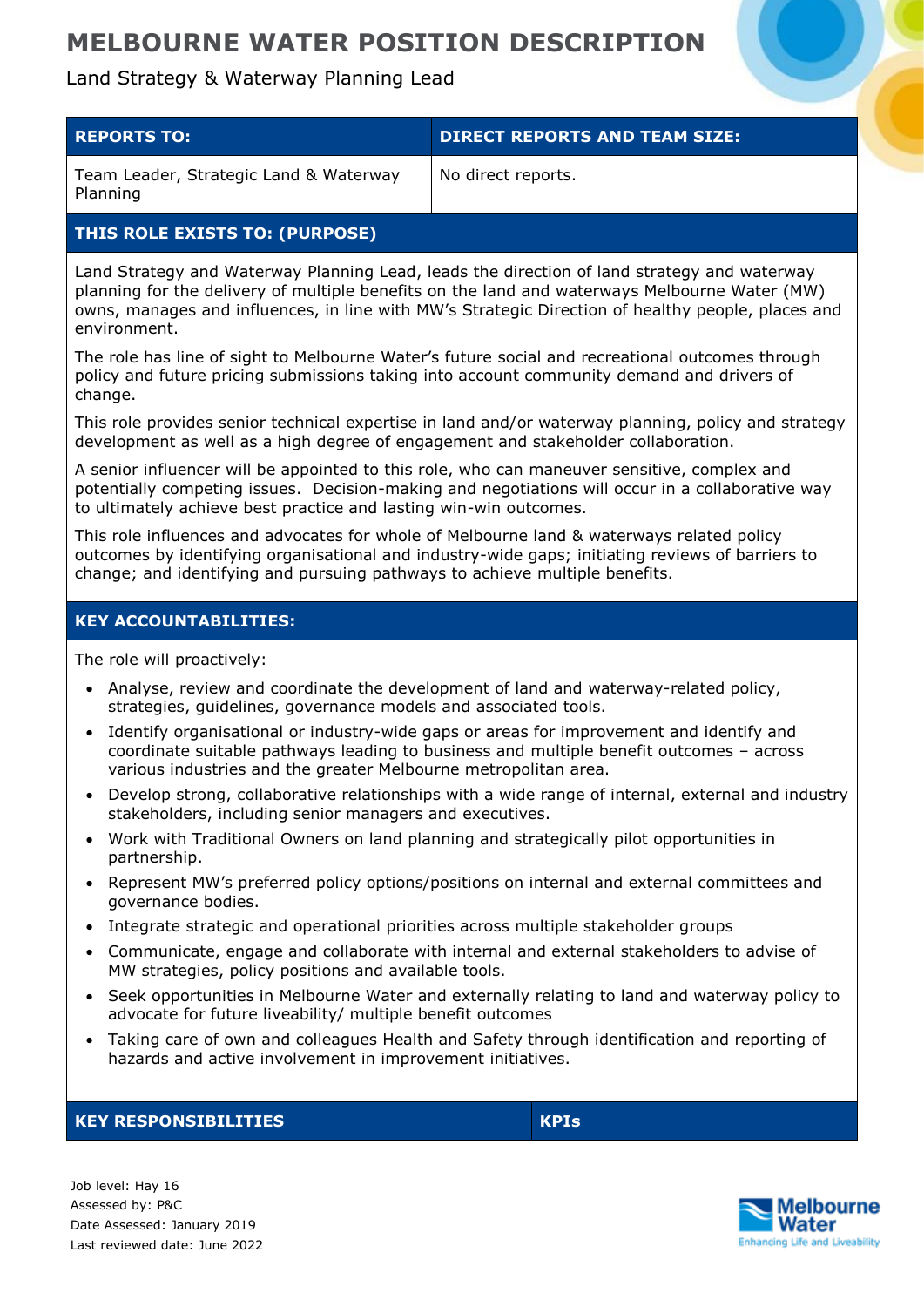# MELBOURNE WATER POSITION DESCRIPTION

Land Strategy & Waterway Planning Lead

| REPORTS TO: | DIRECT REPORTS AND TEAM SIZE: |
| --- | --- |
| Team Leader, Strategic Land & Waterway Planning | No direct reports. |

## THIS ROLE EXISTS TO: (PURPOSE)

Land Strategy and Waterway Planning Lead, leads the direction of land strategy and waterway planning for the delivery of multiple benefits on the land and waterways Melbourne Water (MW) owns, manages and influences, in line with MW's Strategic Direction of healthy people, places and environment.

The role has line of sight to Melbourne Water's future social and recreational outcomes through policy and future pricing submissions taking into account community demand and drivers of change.

This role provides senior technical expertise in land and/or waterway planning, policy and strategy development as well as a high degree of engagement and stakeholder collaboration.

A senior influencer will be appointed to this role, who can maneuver sensitive, complex and potentially competing issues. Decision-making and negotiations will occur in a collaborative way to ultimately achieve best practice and lasting win-win outcomes.

This role influences and advocates for whole of Melbourne land & waterways related policy outcomes by identifying organisational and industry-wide gaps; initiating reviews of barriers to change; and identifying and pursuing pathways to achieve multiple benefits.

## KEY ACCOUNTABILITIES:

The role will proactively:

- Analyse, review and coordinate the development of land and waterway-related policy, strategies, guidelines, governance models and associated tools.
- Identify organisational or industry-wide gaps or areas for improvement and identify and coordinate suitable pathways leading to business and multiple benefit outcomes – across various industries and the greater Melbourne metropolitan area.
- Develop strong, collaborative relationships with a wide range of internal, external and industry stakeholders, including senior managers and executives.
- Work with Traditional Owners on land planning and strategically pilot opportunities in partnership.
- Represent MW's preferred policy options/positions on internal and external committees and governance bodies.
- Integrate strategic and operational priorities across multiple stakeholder groups
- Communicate, engage and collaborate with internal and external stakeholders to advise of MW strategies, policy positions and available tools.
- Seek opportunities in Melbourne Water and externally relating to land and waterway policy to advocate for future liveability/ multiple benefit outcomes
- Taking care of own and colleagues Health and Safety through identification and reporting of hazards and active involvement in improvement initiatives.

| KEY RESPONSIBILITIES | KPIs |
| --- | --- |

Job level: Hay 16
Assessed by: P&C
Date Assessed: January 2019
Last reviewed date: June 2022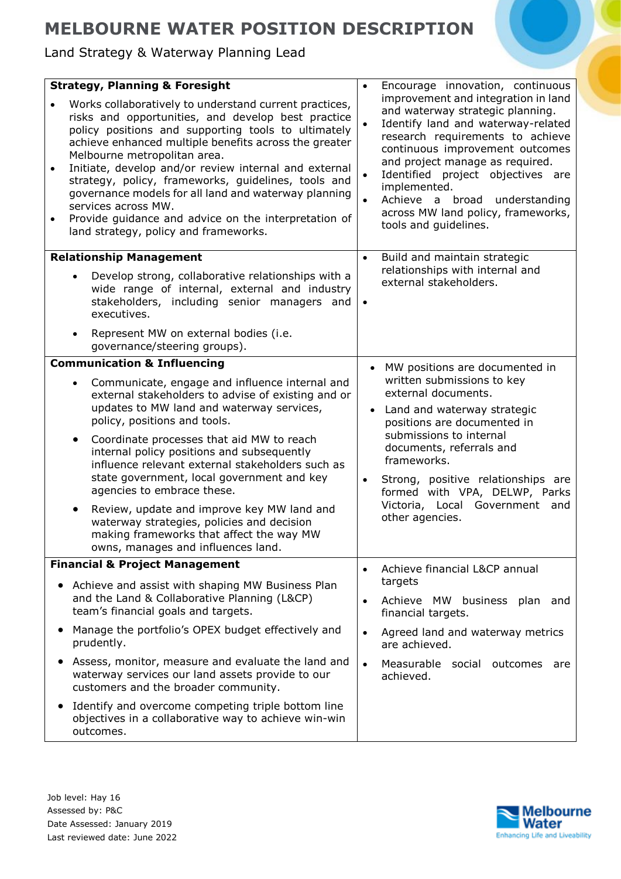# MELBOURNE WATER POSITION DESCRIPTION

Land Strategy & Waterway Planning Lead

| | |
|---|---|
| **Strategy, Planning & Foresight**<br>• Works collaboratively to understand current practices, risks and opportunities, and develop best practice policy positions and supporting tools to ultimately achieve enhanced multiple benefits across the greater Melbourne metropolitan area.<br>• Initiate, develop and/or review internal and external strategy, policy, frameworks, guidelines, tools and governance models for all land and waterway planning services across MW.<br>• Provide guidance and advice on the interpretation of land strategy, policy and frameworks. | • Encourage innovation, continuous improvement and integration in land and waterway strategic planning.<br>• Identify land and waterway-related research requirements to achieve continuous improvement outcomes and project manage as required.<br>• Identified project objectives are implemented.<br>• Achieve a broad understanding across MW land policy, frameworks, tools and guidelines. |
| **Relationship Management**<br>• Develop strong, collaborative relationships with a wide range of internal, external and industry stakeholders, including senior managers and executives.<br>• Represent MW on external bodies (i.e. governance/steering groups). | • Build and maintain strategic relationships with internal and external stakeholders.<br>• |
| **Communication & Influencing**<br>• Communicate, engage and influence internal and external stakeholders to advise of existing and or updates to MW land and waterway services, policy, positions and tools.<br>• Coordinate processes that aid MW to reach internal policy positions and subsequently influence relevant external stakeholders such as state government, local government and key agencies to embrace these.<br>• Review, update and improve key MW land and waterway strategies, policies and decision making frameworks that affect the way MW owns, manages and influences land. | • MW positions are documented in written submissions to key external documents.<br>• Land and waterway strategic positions are documented in submissions to internal documents, referrals and frameworks.<br>• Strong, positive relationships are formed with VPA, DELWP, Parks Victoria, Local Government and other agencies. |
| **Financial & Project Management**<br>• Achieve and assist with shaping MW Business Plan and the Land & Collaborative Planning (L&CP) team's financial goals and targets.<br>• Manage the portfolio's OPEX budget effectively and prudently.<br>• Assess, monitor, measure and evaluate the land and waterway services our land assets provide to our customers and the broader community.<br>• Identify and overcome competing triple bottom line objectives in a collaborative way to achieve win-win outcomes. | • Achieve financial L&CP annual targets<br>• Achieve MW business plan and financial targets.<br>• Agreed land and waterway metrics are achieved.<br>• Measurable social outcomes are achieved. |

Job level: Hay 16
Assessed by: P&C
Date Assessed: January 2019
Last reviewed date: June 2022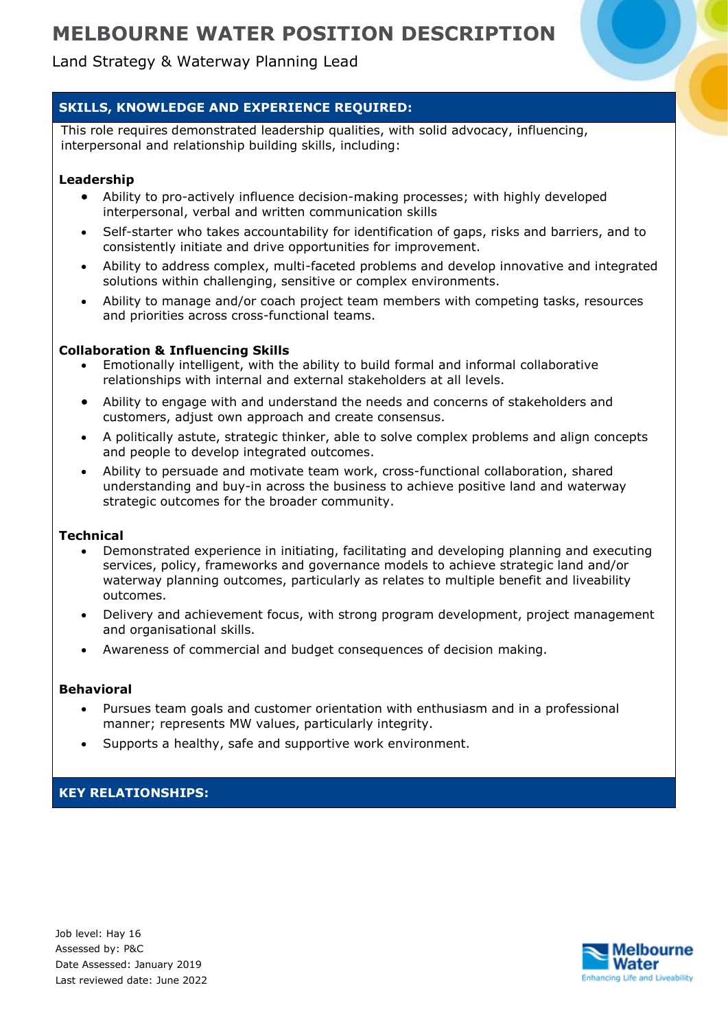## SKILLS, KNOWLEDGE AND EXPERIENCE REQUIRED:

This role requires demonstrated leadership qualities, with solid advocacy, influencing, interpersonal and relationship building skills, including:

**Leadership**

- Ability to pro-actively influence decision-making processes; with highly developed interpersonal, verbal and written communication skills
- Self-starter who takes accountability for identification of gaps, risks and barriers, and to consistently initiate and drive opportunities for improvement.
- Ability to address complex, multi-faceted problems and develop innovative and integrated solutions within challenging, sensitive or complex environments.
- Ability to manage and/or coach project team members with competing tasks, resources and priorities across cross-functional teams.

**Collaboration & Influencing Skills**

- Emotionally intelligent, with the ability to build formal and informal collaborative relationships with internal and external stakeholders at all levels.
- Ability to engage with and understand the needs and concerns of stakeholders and customers, adjust own approach and create consensus.
- A politically astute, strategic thinker, able to solve complex problems and align concepts and people to develop integrated outcomes.
- Ability to persuade and motivate team work, cross-functional collaboration, shared understanding and buy-in across the business to achieve positive land and waterway strategic outcomes for the broader community.

**Technical**

- Demonstrated experience in initiating, facilitating and developing planning and executing services, policy, frameworks and governance models to achieve strategic land and/or waterway planning outcomes, particularly as relates to multiple benefit and liveability outcomes.
- Delivery and achievement focus, with strong program development, project management and organisational skills.
- Awareness of commercial and budget consequences of decision making.

**Behavioral**

- Pursues team goals and customer orientation with enthusiasm and in a professional manner; represents MW values, particularly integrity.
- Supports a healthy, safe and supportive work environment.

## KEY RELATIONSHIPS:

Job level: Hay 16
Assessed by: P&C
Date Assessed: January 2019
Last reviewed date: June 2022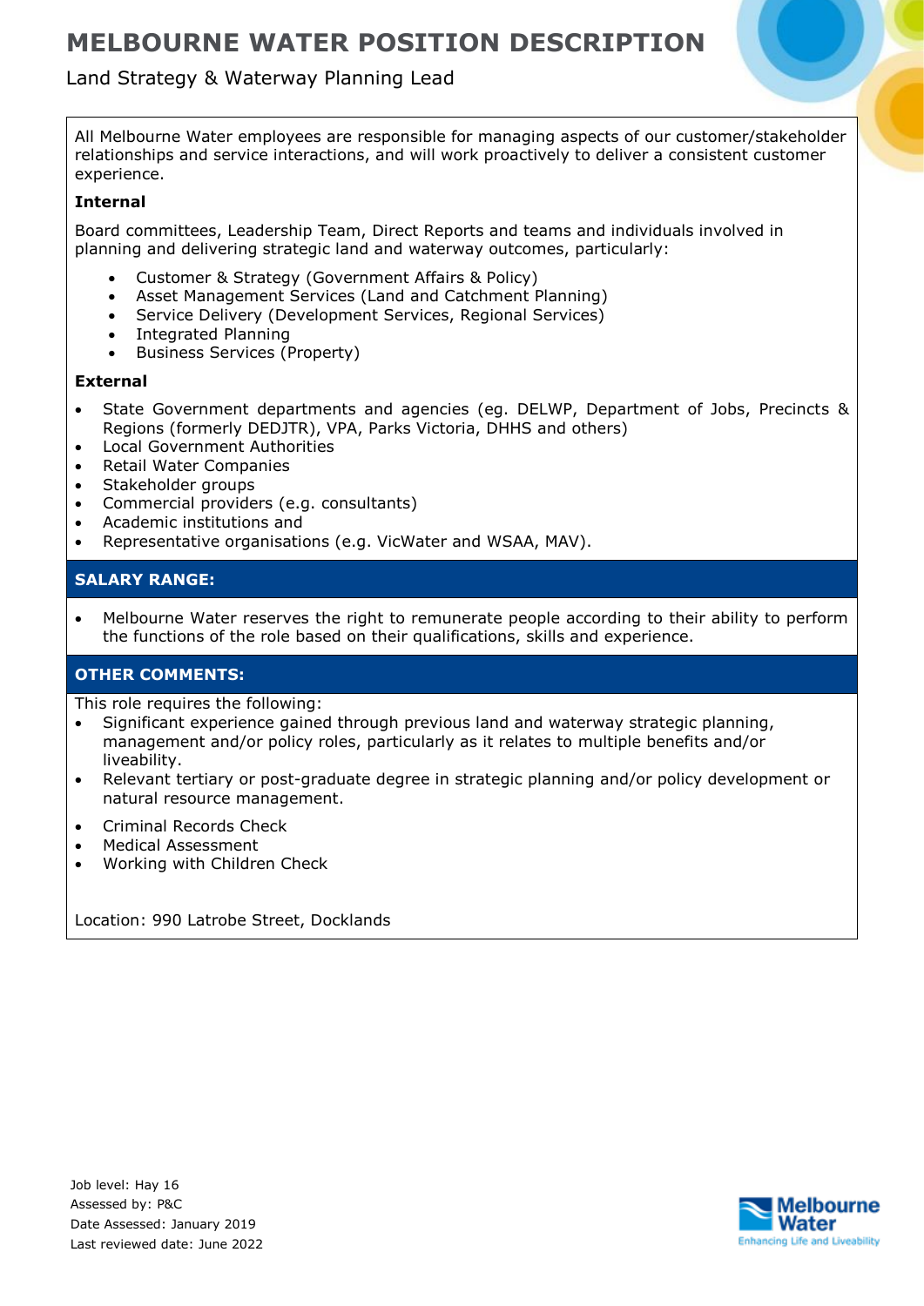All Melbourne Water employees are responsible for managing aspects of our customer/stakeholder relationships and service interactions, and will work proactively to deliver a consistent customer experience.

**Internal**

Board committees, Leadership Team, Direct Reports and teams and individuals involved in planning and delivering strategic land and waterway outcomes, particularly:

- Customer & Strategy (Government Affairs & Policy)
- Asset Management Services (Land and Catchment Planning)
- Service Delivery (Development Services, Regional Services)
- Integrated Planning
- Business Services (Property)

**External**

- State Government departments and agencies (eg. DELWP, Department of Jobs, Precincts & Regions (formerly DEDJTR), VPA, Parks Victoria, DHHS and others)
- Local Government Authorities
- Retail Water Companies
- Stakeholder groups
- Commercial providers (e.g. consultants)
- Academic institutions and
- Representative organisations (e.g. VicWater and WSAA, MAV).

## SALARY RANGE:

- Melbourne Water reserves the right to remunerate people according to their ability to perform the functions of the role based on their qualifications, skills and experience.

## OTHER COMMENTS:

This role requires the following:

- Significant experience gained through previous land and waterway strategic planning, management and/or policy roles, particularly as it relates to multiple benefits and/or liveability.
- Relevant tertiary or post-graduate degree in strategic planning and/or policy development or natural resource management.
- Criminal Records Check
- Medical Assessment
- Working with Children Check

Location: 990 Latrobe Street, Docklands

Job level: Hay 16
Assessed by: P&C
Date Assessed: January 2019
Last reviewed date: June 2022